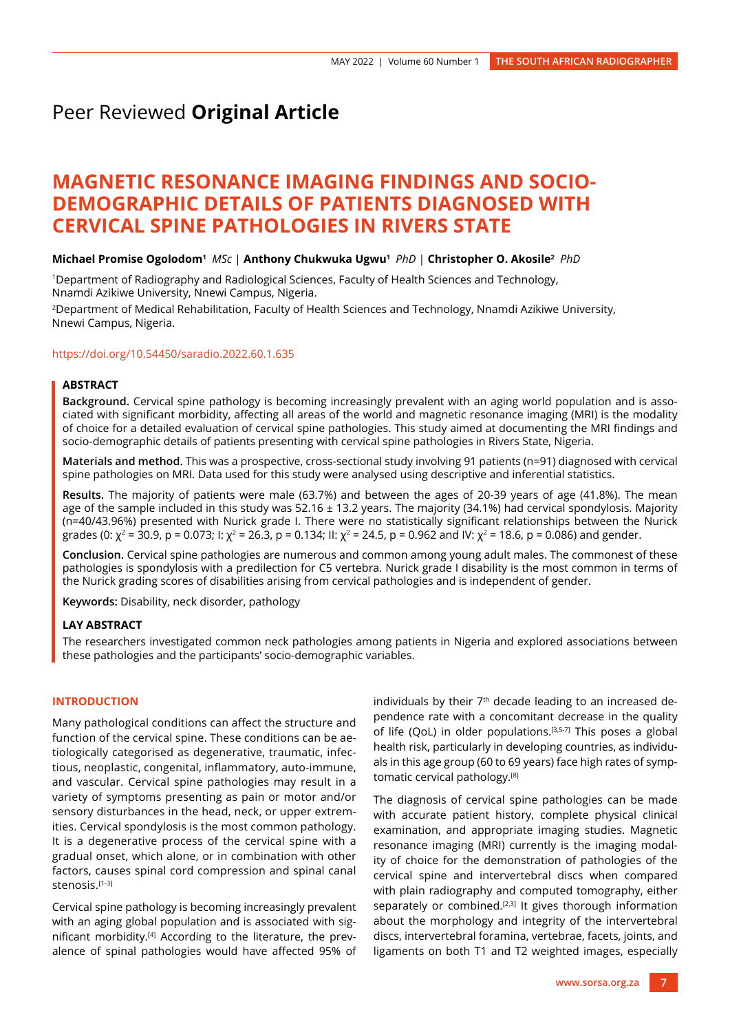Peer Reviewed **Original Article**

# MAGNETIC RESONANCE IMAGING FINDINGS AND SOCIO-DEMOGRAPHIC DETAILS OF PATIENTS DIAGNOSED WITH CERVICAL SPINE PATHOLOGIES IN RIVERS STATE

**Michael Promise Ogolodom**[1] *MSc* | **Anthony Chukwuka Ugwu**[1] *PhD* | **Christopher O. Akosile**[2] *PhD*

[1]Department of Radiography and Radiological Sciences, Faculty of Health Sciences and Technology, Nnamdi Azikiwe University, Nnewi Campus, Nigeria.

[2]Department of Medical Rehabilitation, Faculty of Health Sciences and Technology, Nnamdi Azikiwe University, Nnewi Campus, Nigeria.

https://doi.org/10.54450/saradio.2022.60.1.635

## ABSTRACT

**Background.** Cervical spine pathology is becoming increasingly prevalent with an aging world population and is associated with significant morbidity, affecting all areas of the world and magnetic resonance imaging (MRI) is the modality of choice for a detailed evaluation of cervical spine pathologies. This study aimed at documenting the MRI findings and socio-demographic details of patients presenting with cervical spine pathologies in Rivers State, Nigeria.

**Materials and method.** This was a prospective, cross-sectional study involving 91 patients (n=91) diagnosed with cervical spine pathologies on MRI. Data used for this study were analysed using descriptive and inferential statistics.

**Results.** The majority of patients were male (63.7%) and between the ages of 20-39 years of age (41.8%). The mean age of the sample included in this study was 52.16 ± 13.2 years. The majority (34.1%) had cervical spondylosis. Majority (n=40/43.96%) presented with Nurick grade I. There were no statistically significant relationships between the Nurick grades (0: $\chi^2 = 30.9$, $p = 0.073$; I: $\chi^2 = 26.3$, $p = 0.134$; II: $\chi^2 = 24.5$, $p = 0.962$ and IV: $\chi^2 = 18.6$, $p = 0.086$) and gender.

**Conclusion.** Cervical spine pathologies are numerous and common among young adult males. The commonest of these pathologies is spondylosis with a predilection for C5 vertebra. Nurick grade I disability is the most common in terms of the Nurick grading scores of disabilities arising from cervical pathologies and is independent of gender.

**Keywords:** Disability, neck disorder, pathology

## LAY ABSTRACT

The researchers investigated common neck pathologies among patients in Nigeria and explored associations between these pathologies and the participants' socio-demographic variables.

## INTRODUCTION

Many pathological conditions can affect the structure and function of the cervical spine. These conditions can be aetiologically categorised as degenerative, traumatic, infectious, neoplastic, congenital, inflammatory, auto-immune, and vascular. Cervical spine pathologies may result in a variety of symptoms presenting as pain or motor and/or sensory disturbances in the head, neck, or upper extremities. Cervical spondylosis is the most common pathology. It is a degenerative process of the cervical spine with a gradual onset, which alone, or in combination with other factors, causes spinal cord compression and spinal canal stenosis.[1-3]

Cervical spine pathology is becoming increasingly prevalent with an aging global population and is associated with significant morbidity.[4] According to the literature, the prevalence of spinal pathologies would have affected 95% of individuals by their 7$^{th}$ decade leading to an increased dependence rate with a concomitant decrease in the quality of life (QoL) in older populations.[3,5-7] This poses a global health risk, particularly in developing countries, as individuals in this age group (60 to 69 years) face high rates of symptomatic cervical pathology.[8]

The diagnosis of cervical spine pathologies can be made with accurate patient history, complete physical clinical examination, and appropriate imaging studies. Magnetic resonance imaging (MRI) currently is the imaging modality of choice for the demonstration of pathologies of the cervical spine and intervertebral discs when compared with plain radiography and computed tomography, either separately or combined.[2,3] It gives thorough information about the morphology and integrity of the intervertebral discs, intervertebral foramina, vertebrae, facets, joints, and ligaments on both T1 and T2 weighted images, especially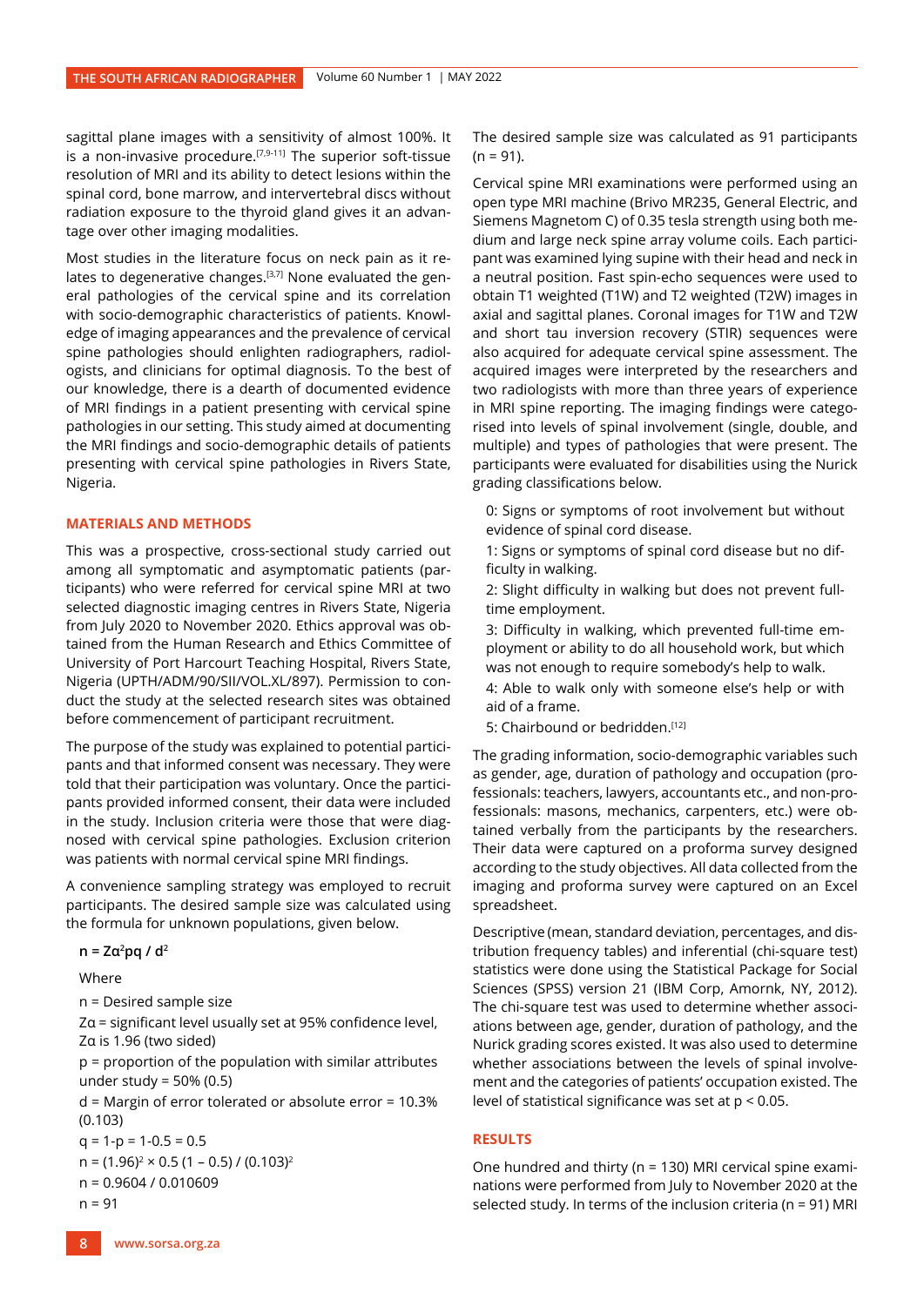sagittal plane images with a sensitivity of almost 100%. It is a non-invasive procedure.[7,9-11] The superior soft-tissue resolution of MRI and its ability to detect lesions within the spinal cord, bone marrow, and intervertebral discs without radiation exposure to the thyroid gland gives it an advantage over other imaging modalities.

Most studies in the literature focus on neck pain as it relates to degenerative changes.[3,7] None evaluated the general pathologies of the cervical spine and its correlation with socio-demographic characteristics of patients. Knowledge of imaging appearances and the prevalence of cervical spine pathologies should enlighten radiographers, radiologists, and clinicians for optimal diagnosis. To the best of our knowledge, there is a dearth of documented evidence of MRI findings in a patient presenting with cervical spine pathologies in our setting. This study aimed at documenting the MRI findings and socio-demographic details of patients presenting with cervical spine pathologies in Rivers State, Nigeria.

## MATERIALS AND METHODS

This was a prospective, cross-sectional study carried out among all symptomatic and asymptomatic patients (participants) who were referred for cervical spine MRI at two selected diagnostic imaging centres in Rivers State, Nigeria from July 2020 to November 2020. Ethics approval was obtained from the Human Research and Ethics Committee of University of Port Harcourt Teaching Hospital, Rivers State, Nigeria (UPTH/ADM/90/SII/VOL.XL/897). Permission to conduct the study at the selected research sites was obtained before commencement of participant recruitment.

The purpose of the study was explained to potential participants and that informed consent was necessary. They were told that their participation was voluntary. Once the participants provided informed consent, their data were included in the study. Inclusion criteria were those that were diagnosed with cervical spine pathologies. Exclusion criterion was patients with normal cervical spine MRI findings.

A convenience sampling strategy was employed to recruit participants. The desired sample size was calculated using the formula for unknown populations, given below.

$$n = Z\alpha^2 pq / d^2$$

Where

n = Desired sample size

$Z\alpha$ = significant level usually set at 95% confidence level, $Z\alpha$ is 1.96 (two sided)

p = proportion of the population with similar attributes under study = 50% (0.5)

d = Margin of error tolerated or absolute error = 10.3% (0.103)

$q = 1\text{-}p = 1\text{-}0.5 = 0.5$

$n = (1.96)^2 \times 0.5\ (1 - 0.5) / (0.103)^2$

$n = 0.9604 / 0.010609$

$n = 91$

The desired sample size was calculated as 91 participants (n = 91).

Cervical spine MRI examinations were performed using an open type MRI machine (Brivo MR235, General Electric, and Siemens Magnetom C) of 0.35 tesla strength using both medium and large neck spine array volume coils. Each participant was examined lying supine with their head and neck in a neutral position. Fast spin-echo sequences were used to obtain T1 weighted (T1W) and T2 weighted (T2W) images in axial and sagittal planes. Coronal images for T1W and T2W and short tau inversion recovery (STIR) sequences were also acquired for adequate cervical spine assessment. The acquired images were interpreted by the researchers and two radiologists with more than three years of experience in MRI spine reporting. The imaging findings were categorised into levels of spinal involvement (single, double, and multiple) and types of pathologies that were present. The participants were evaluated for disabilities using the Nurick grading classifications below.

0: Signs or symptoms of root involvement but without evidence of spinal cord disease.

1: Signs or symptoms of spinal cord disease but no difficulty in walking.

2: Slight difficulty in walking but does not prevent full-time employment.

3: Difficulty in walking, which prevented full-time employment or ability to do all household work, but which was not enough to require somebody's help to walk.

4: Able to walk only with someone else's help or with aid of a frame.

5: Chairbound or bedridden.[12]

The grading information, socio-demographic variables such as gender, age, duration of pathology and occupation (professionals: teachers, lawyers, accountants etc., and non-professionals: masons, mechanics, carpenters, etc.) were obtained verbally from the participants by the researchers. Their data were captured on a proforma survey designed according to the study objectives. All data collected from the imaging and proforma survey were captured on an Excel spreadsheet.

Descriptive (mean, standard deviation, percentages, and distribution frequency tables) and inferential (chi-square test) statistics were done using the Statistical Package for Social Sciences (SPSS) version 21 (IBM Corp, Amornk, NY, 2012). The chi-square test was used to determine whether associations between age, gender, duration of pathology, and the Nurick grading scores existed. It was also used to determine whether associations between the levels of spinal involvement and the categories of patients' occupation existed. The level of statistical significance was set at $p < 0.05$.

## RESULTS

One hundred and thirty (n = 130) MRI cervical spine examinations were performed from July to November 2020 at the selected study. In terms of the inclusion criteria (n = 91) MRI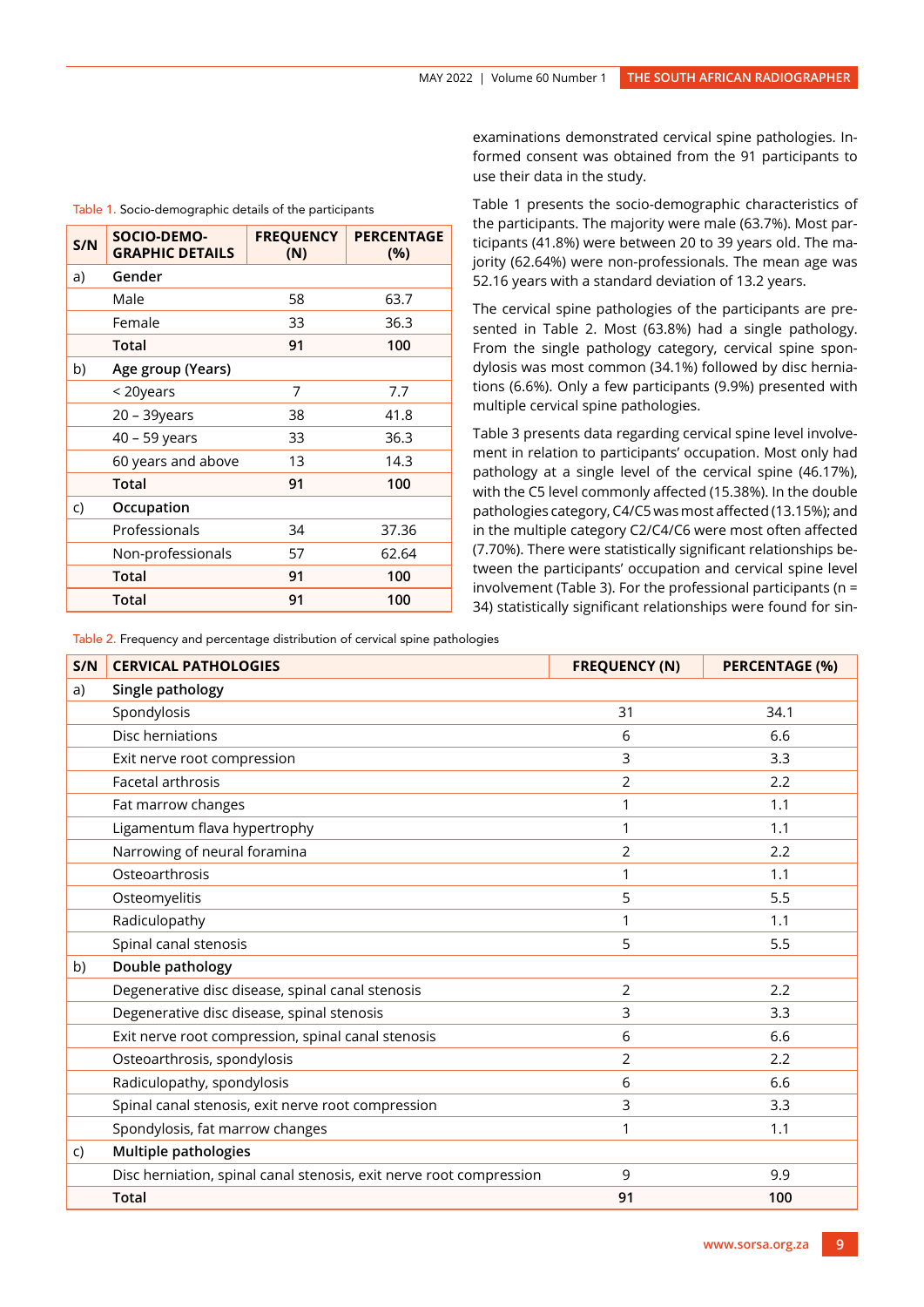examinations demonstrated cervical spine pathologies. Informed consent was obtained from the 91 participants to use their data in the study.

Table 1 presents the socio-demographic characteristics of the participants. The majority were male (63.7%). Most participants (41.8%) were between 20 to 39 years old. The majority (62.64%) were non-professionals. The mean age was 52.16 years with a standard deviation of 13.2 years.

The cervical spine pathologies of the participants are presented in Table 2. Most (63.8%) had a single pathology. From the single pathology category, cervical spine spondylosis was most common (34.1%) followed by disc herniations (6.6%). Only a few participants (9.9%) presented with multiple cervical spine pathologies.

Table 3 presents data regarding cervical spine level involvement in relation to participants' occupation. Most only had pathology at a single level of the cervical spine (46.17%), with the C5 level commonly affected (15.38%). In the double pathologies category, C4/C5 was most affected (13.15%); and in the multiple category C2/C4/C6 were most often affected (7.70%). There were statistically significant relationships between the participants' occupation and cervical spine level involvement (Table 3). For the professional participants (n = 34) statistically significant relationships were found for sin-

Table 1. Socio-demographic details of the participants

| S/N | SOCIO-DEMOGRAPHIC DETAILS | FREQUENCY (N) | PERCENTAGE (%) |
|---|---|---|---|
| a) | **Gender** | | |
| | Male | 58 | 63.7 |
| | Female | 33 | 36.3 |
| | **Total** | **91** | **100** |
| b) | **Age group (Years)** | | |
| | < 20years | 7 | 7.7 |
| | 20 – 39years | 38 | 41.8 |
| | 40 – 59 years | 33 | 36.3 |
| | 60 years and above | 13 | 14.3 |
| | **Total** | **91** | **100** |
| c) | **Occupation** | | |
| | Professionals | 34 | 37.36 |
| | Non-professionals | 57 | 62.64 |
| | **Total** | **91** | **100** |
| | **Total** | **91** | **100** |

Table 2. Frequency and percentage distribution of cervical spine pathologies

| S/N | CERVICAL PATHOLOGIES | FREQUENCY (N) | PERCENTAGE (%) |
|---|---|---|---|
| a) | **Single pathology** | | |
| | Spondylosis | 31 | 34.1 |
| | Disc herniations | 6 | 6.6 |
| | Exit nerve root compression | 3 | 3.3 |
| | Facetal arthrosis | 2 | 2.2 |
| | Fat marrow changes | 1 | 1.1 |
| | Ligamentum flava hypertrophy | 1 | 1.1 |
| | Narrowing of neural foramina | 2 | 2.2 |
| | Osteoarthrosis | 1 | 1.1 |
| | Osteomyelitis | 5 | 5.5 |
| | Radiculopathy | 1 | 1.1 |
| | Spinal canal stenosis | 5 | 5.5 |
| b) | **Double pathology** | | |
| | Degenerative disc disease, spinal canal stenosis | 2 | 2.2 |
| | Degenerative disc disease, spinal stenosis | 3 | 3.3 |
| | Exit nerve root compression, spinal canal stenosis | 6 | 6.6 |
| | Osteoarthrosis, spondylosis | 2 | 2.2 |
| | Radiculopathy, spondylosis | 6 | 6.6 |
| | Spinal canal stenosis, exit nerve root compression | 3 | 3.3 |
| | Spondylosis, fat marrow changes | 1 | 1.1 |
| c) | **Multiple pathologies** | | |
| | Disc herniation, spinal canal stenosis, exit nerve root compression | 9 | 9.9 |
| | **Total** | **91** | **100** |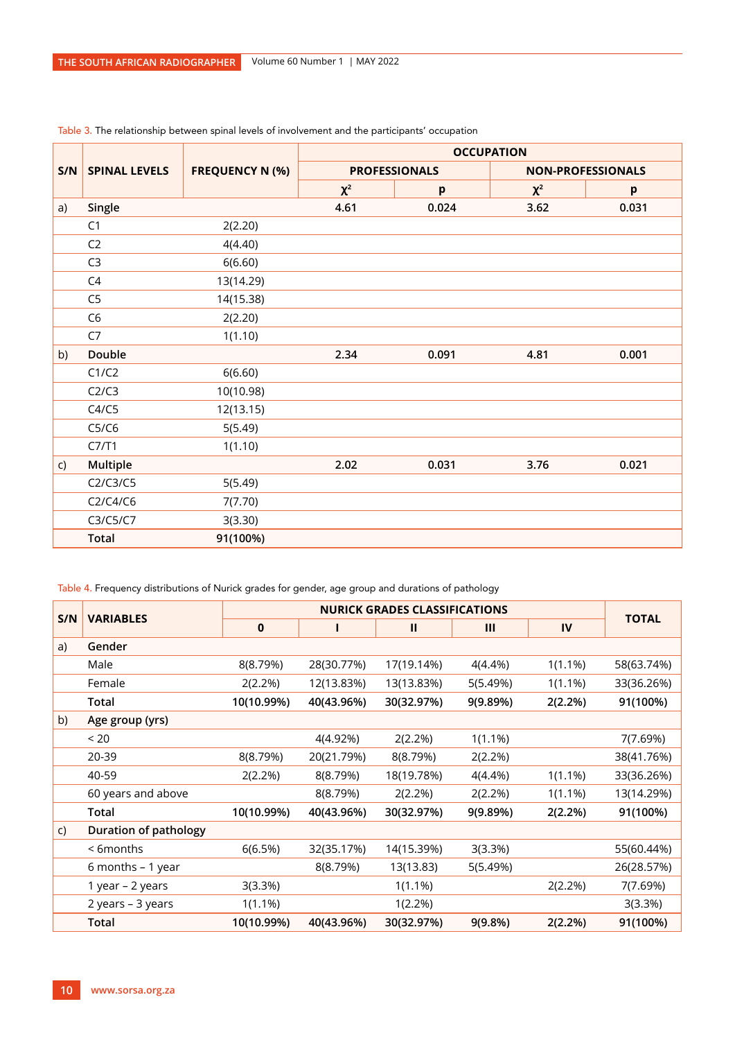Table 3. The relationship between spinal levels of involvement and the participants' occupation

| S/N | SPINAL LEVELS | FREQUENCY N (%) | OCCUPATION | | | |
|---|---|---|---|---|---|---|
| | | | PROFESSIONALS | | NON-PROFESSIONALS | |
| | | | $\chi^2$ | p | $\chi^2$ | p |
| a) | **Single** | | **4.61** | **0.024** | **3.62** | **0.031** |
| | C1 | 2(2.20) | | | | |
| | C2 | 4(4.40) | | | | |
| | C3 | 6(6.60) | | | | |
| | C4 | 13(14.29) | | | | |
| | C5 | 14(15.38) | | | | |
| | C6 | 2(2.20) | | | | |
| | C7 | 1(1.10) | | | | |
| b) | **Double** | | **2.34** | **0.091** | **4.81** | **0.001** |
| | C1/C2 | 6(6.60) | | | | |
| | C2/C3 | 10(10.98) | | | | |
| | C4/C5 | 12(13.15) | | | | |
| | C5/C6 | 5(5.49) | | | | |
| | C7/T1 | 1(1.10) | | | | |
| c) | **Multiple** | | **2.02** | **0.031** | **3.76** | **0.021** |
| | C2/C3/C5 | 5(5.49) | | | | |
| | C2/C4/C6 | 7(7.70) | | | | |
| | C3/C5/C7 | 3(3.30) | | | | |
| | **Total** | **91(100%)** | | | | |

Table 4. Frequency distributions of Nurick grades for gender, age group and durations of pathology

| S/N | VARIABLES | NURICK GRADES CLASSIFICATIONS | | | | | TOTAL |
|---|---|---|---|---|---|---|---|
| | | 0 | I | II | III | IV | |
| a) | **Gender** | | | | | | |
| | Male | 8(8.79%) | 28(30.77%) | 17(19.14%) | 4(4.4%) | 1(1.1%) | 58(63.74%) |
| | Female | 2(2.2%) | 12(13.83%) | 13(13.83%) | 5(5.49%) | 1(1.1%) | 33(36.26%) |
| | **Total** | **10(10.99%)** | **40(43.96%)** | **30(32.97%)** | **9(9.89%)** | **2(2.2%)** | **91(100%)** |
| b) | **Age group (yrs)** | | | | | | |
| | < 20 | | 4(4.92%) | 2(2.2%) | 1(1.1%) | | 7(7.69%) |
| | 20-39 | 8(8.79%) | 20(21.79%) | 8(8.79%) | 2(2.2%) | | 38(41.76%) |
| | 40-59 | 2(2.2%) | 8(8.79%) | 18(19.78%) | 4(4.4%) | 1(1.1%) | 33(36.26%) |
| | 60 years and above | | 8(8.79%) | 2(2.2%) | 2(2.2%) | 1(1.1%) | 13(14.29%) |
| | **Total** | **10(10.99%)** | **40(43.96%)** | **30(32.97%)** | **9(9.89%)** | **2(2.2%)** | **91(100%)** |
| c) | **Duration of pathology** | | | | | | |
| | < 6months | 6(6.5%) | 32(35.17%) | 14(15.39%) | 3(3.3%) | | 55(60.44%) |
| | 6 months – 1 year | | 8(8.79%) | 13(13.83) | 5(5.49%) | | 26(28.57%) |
| | 1 year – 2 years | 3(3.3%) | | 1(1.1%) | | 2(2.2%) | 7(7.69%) |
| | 2 years – 3 years | 1(1.1%) | | 1(2.2%) | | | 3(3.3%) |
| | **Total** | **10(10.99%)** | **40(43.96%)** | **30(32.97%)** | **9(9.8%)** | **2(2.2%)** | **91(100%)** |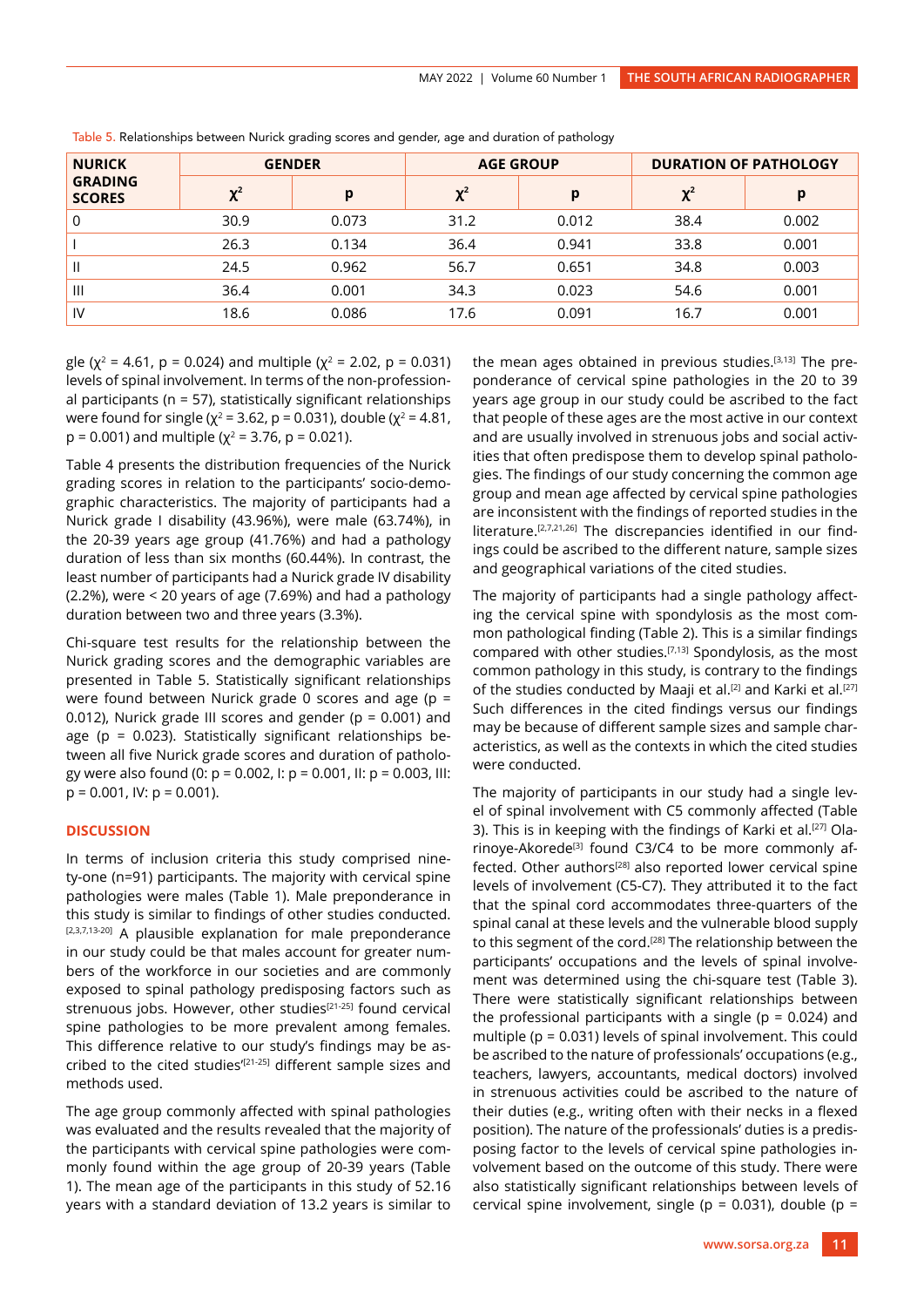Table 5. Relationships between Nurick grading scores and gender, age and duration of pathology

| NURICK GRADING SCORES | GENDER | | AGE GROUP | | DURATION OF PATHOLOGY | |
|---|---|---|---|---|---|---|
| | $\chi^2$ | p | $\chi^2$ | p | $\chi^2$ | p |
| 0 | 30.9 | 0.073 | 31.2 | 0.012 | 38.4 | 0.002 |
| I | 26.3 | 0.134 | 36.4 | 0.941 | 33.8 | 0.001 |
| II | 24.5 | 0.962 | 56.7 | 0.651 | 34.8 | 0.003 |
| III | 36.4 | 0.001 | 34.3 | 0.023 | 54.6 | 0.001 |
| IV | 18.6 | 0.086 | 17.6 | 0.091 | 16.7 | 0.001 |

gle ($\chi^2$ = 4.61, p = 0.024) and multiple ($\chi^2$ = 2.02, p = 0.031) levels of spinal involvement. In terms of the non-professional participants (n = 57), statistically significant relationships were found for single ($\chi^2$ = 3.62, p = 0.031), double ($\chi^2$ = 4.81, p = 0.001) and multiple ($\chi^2$ = 3.76, p = 0.021).

Table 4 presents the distribution frequencies of the Nurick grading scores in relation to the participants' socio-demographic characteristics. The majority of participants had a Nurick grade I disability (43.96%), were male (63.74%), in the 20-39 years age group (41.76%) and had a pathology duration of less than six months (60.44%). In contrast, the least number of participants had a Nurick grade IV disability (2.2%), were < 20 years of age (7.69%) and had a pathology duration between two and three years (3.3%).

Chi-square test results for the relationship between the Nurick grading scores and the demographic variables are presented in Table 5. Statistically significant relationships were found between Nurick grade 0 scores and age (p = 0.012), Nurick grade III scores and gender (p = 0.001) and age (p = 0.023). Statistically significant relationships between all five Nurick grade scores and duration of pathology were also found (0: p = 0.002, I: p = 0.001, II: p = 0.003, III: p = 0.001, IV: p = 0.001).

## DISCUSSION

In terms of inclusion criteria this study comprised ninety-one (n=91) participants. The majority with cervical spine pathologies were males (Table 1). Male preponderance in this study is similar to findings of other studies conducted.[2,3,7,13-20] A plausible explanation for male preponderance in our study could be that males account for greater numbers of the workforce in our societies and are commonly exposed to spinal pathology predisposing factors such as strenuous jobs. However, other studies[21-25] found cervical spine pathologies to be more prevalent among females. This difference relative to our study's findings may be ascribed to the cited studies'[21-25] different sample sizes and methods used.

The age group commonly affected with spinal pathologies was evaluated and the results revealed that the majority of the participants with cervical spine pathologies were commonly found within the age group of 20-39 years (Table 1). The mean age of the participants in this study of 52.16 years with a standard deviation of 13.2 years is similar to the mean ages obtained in previous studies.[3,13] The preponderance of cervical spine pathologies in the 20 to 39 years age group in our study could be ascribed to the fact that people of these ages are the most active in our context and are usually involved in strenuous jobs and social activities that often predispose them to develop spinal pathologies. The findings of our study concerning the common age group and mean age affected by cervical spine pathologies are inconsistent with the findings of reported studies in the literature.[2,7,21,26] The discrepancies identified in our findings could be ascribed to the different nature, sample sizes and geographical variations of the cited studies.

The majority of participants had a single pathology affecting the cervical spine with spondylosis as the most common pathological finding (Table 2). This is a similar findings compared with other studies.[7,13] Spondylosis, as the most common pathology in this study, is contrary to the findings of the studies conducted by Maaji et al.[2] and Karki et al.[27] Such differences in the cited findings versus our findings may be because of different sample sizes and sample characteristics, as well as the contexts in which the cited studies were conducted.

The majority of participants in our study had a single level of spinal involvement with C5 commonly affected (Table 3). This is in keeping with the findings of Karki et al.[27] Olarinoye-Akorede[3] found C3/C4 to be more commonly affected. Other authors[28] also reported lower cervical spine levels of involvement (C5-C7). They attributed it to the fact that the spinal cord accommodates three-quarters of the spinal canal at these levels and the vulnerable blood supply to this segment of the cord.[28] The relationship between the participants' occupations and the levels of spinal involvement was determined using the chi-square test (Table 3). There were statistically significant relationships between the professional participants with a single (p = 0.024) and multiple (p = 0.031) levels of spinal involvement. This could be ascribed to the nature of professionals' occupations (e.g., teachers, lawyers, accountants, medical doctors) involved in strenuous activities could be ascribed to the nature of their duties (e.g., writing often with their necks in a flexed position). The nature of the professionals' duties is a predisposing factor to the levels of cervical spine pathologies involvement based on the outcome of this study. There were also statistically significant relationships between levels of cervical spine involvement, single (p = 0.031), double (p =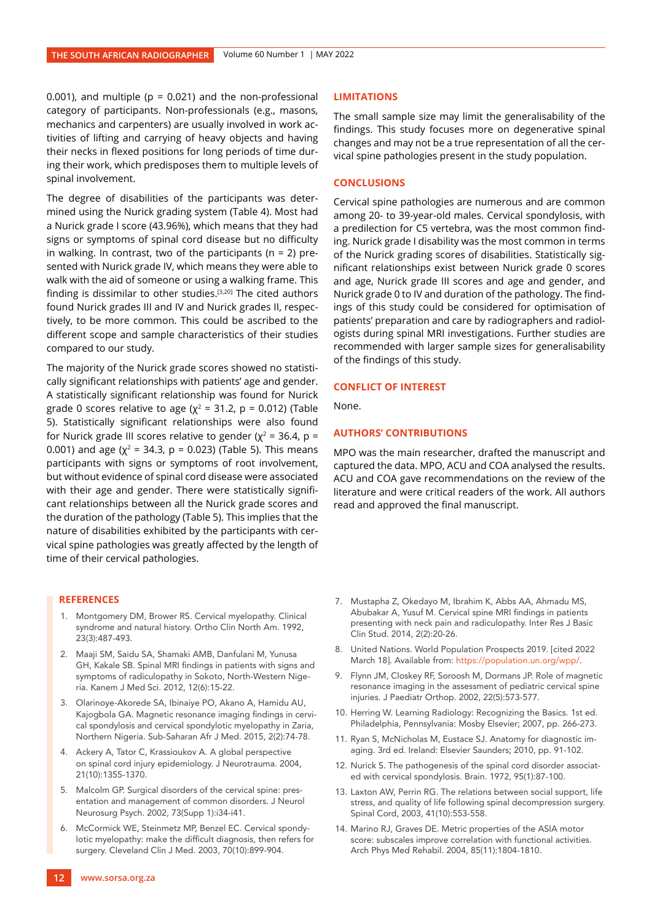0.001), and multiple (p = 0.021) and the non-professional category of participants. Non-professionals (e.g., masons, mechanics and carpenters) are usually involved in work activities of lifting and carrying of heavy objects and having their necks in flexed positions for long periods of time during their work, which predisposes them to multiple levels of spinal involvement.

The degree of disabilities of the participants was determined using the Nurick grading system (Table 4). Most had a Nurick grade I score (43.96%), which means that they had signs or symptoms of spinal cord disease but no difficulty in walking. In contrast, two of the participants (n = 2) presented with Nurick grade IV, which means they were able to walk with the aid of someone or using a walking frame. This finding is dissimilar to other studies.[3,20] The cited authors found Nurick grades III and IV and Nurick grades II, respectively, to be more common. This could be ascribed to the different scope and sample characteristics of their studies compared to our study.

The majority of the Nurick grade scores showed no statistically significant relationships with patients' age and gender. A statistically significant relationship was found for Nurick grade 0 scores relative to age ($\chi^2$ = 31.2, p = 0.012) (Table 5). Statistically significant relationships were also found for Nurick grade III scores relative to gender ($\chi^2$ = 36.4, p = 0.001) and age ($\chi^2$ = 34.3, p = 0.023) (Table 5). This means participants with signs or symptoms of root involvement, but without evidence of spinal cord disease were associated with their age and gender. There were statistically significant relationships between all the Nurick grade scores and the duration of the pathology (Table 5). This implies that the nature of disabilities exhibited by the participants with cervical spine pathologies was greatly affected by the length of time of their cervical pathologies.

## LIMITATIONS

The small sample size may limit the generalisability of the findings. This study focuses more on degenerative spinal changes and may not be a true representation of all the cervical spine pathologies present in the study population.

## CONCLUSIONS

Cervical spine pathologies are numerous and are common among 20- to 39-year-old males. Cervical spondylosis, with a predilection for C5 vertebra, was the most common finding. Nurick grade I disability was the most common in terms of the Nurick grading scores of disabilities. Statistically significant relationships exist between Nurick grade 0 scores and age, Nurick grade III scores and age and gender, and Nurick grade 0 to IV and duration of the pathology. The findings of this study could be considered for optimisation of patients' preparation and care by radiographers and radiologists during spinal MRI investigations. Further studies are recommended with larger sample sizes for generalisability of the findings of this study.

## CONFLICT OF INTEREST

None.

## AUTHORS' CONTRIBUTIONS

MPO was the main researcher, drafted the manuscript and captured the data. MPO, ACU and COA analysed the results. ACU and COA gave recommendations on the review of the literature and were critical readers of the work. All authors read and approved the final manuscript.

## REFERENCES

1. Montgomery DM, Brower RS. Cervical myelopathy. Clinical syndrome and natural history. Ortho Clin North Am. 1992, 23(3):487-493.
2. Maaji SM, Saidu SA, Shamaki AMB, Danfulani M, Yunusa GH, Kakale SB. Spinal MRI findings in patients with signs and symptoms of radiculopathy in Sokoto, North-Western Nigeria. Kanem J Med Sci. 2012, 12(6):15-22.
3. Olarinoye-Akorede SA, Ibinaiye PO, Akano A, Hamidu AU, Kajogbola GA. Magnetic resonance imaging findings in cervical spondylosis and cervical spondylotic myelopathy in Zaria, Northern Nigeria. Sub-Saharan Afr J Med. 2015, 2(2):74-78.
4. Ackery A, Tator C, Krassioukov A. A global perspective on spinal cord injury epidemiology. J Neurotrauma. 2004, 21(10):1355-1370.
5. Malcolm GP. Surgical disorders of the cervical spine: presentation and management of common disorders. J Neurol Neurosurg Psych. 2002, 73(Supp 1):i34-i41.
6. McCormick WE, Steinmetz MP, Benzel EC. Cervical spondylotic myelopathy: make the difficult diagnosis, then refers for surgery. Cleveland Clin J Med. 2003, 70(10):899-904.
7. Mustapha Z, Okedayo M, Ibrahim K, Abbs AA, Ahmadu MS, Abubakar A, Yusuf M. Cervical spine MRI findings in patients presenting with neck pain and radiculopathy. Inter Res J Basic Clin Stud. 2014, 2(2):20-26.
8. United Nations. World Population Prospects 2019. [cited 2022 March 18]. Available from: https://population.un.org/wpp/.
9. Flynn JM, Closkey RF, Soroosh M, Dormans JP. Role of magnetic resonance imaging in the assessment of pediatric cervical spine injuries. J Paediatr Orthop. 2002, 22(5):573-577.
10. Herring W. Learning Radiology: Recognizing the Basics. 1st ed. Philadelphia, Pennsylvania: Mosby Elsevier; 2007, pp. 266-273.
11. Ryan S, McNicholas M, Eustace SJ. Anatomy for diagnostic imaging. 3rd ed. Ireland: Elsevier Saunders; 2010, pp. 91-102.
12. Nurick S. The pathogenesis of the spinal cord disorder associated with cervical spondylosis. Brain. 1972, 95(1):87-100.
13. Laxton AW, Perrin RG. The relations between social support, life stress, and quality of life following spinal decompression surgery. Spinal Cord, 2003, 41(10):553-558.
14. Marino RJ, Graves DE. Metric properties of the ASIA motor score: subscales improve correlation with functional activities. Arch Phys Med Rehabil. 2004, 85(11):1804-1810.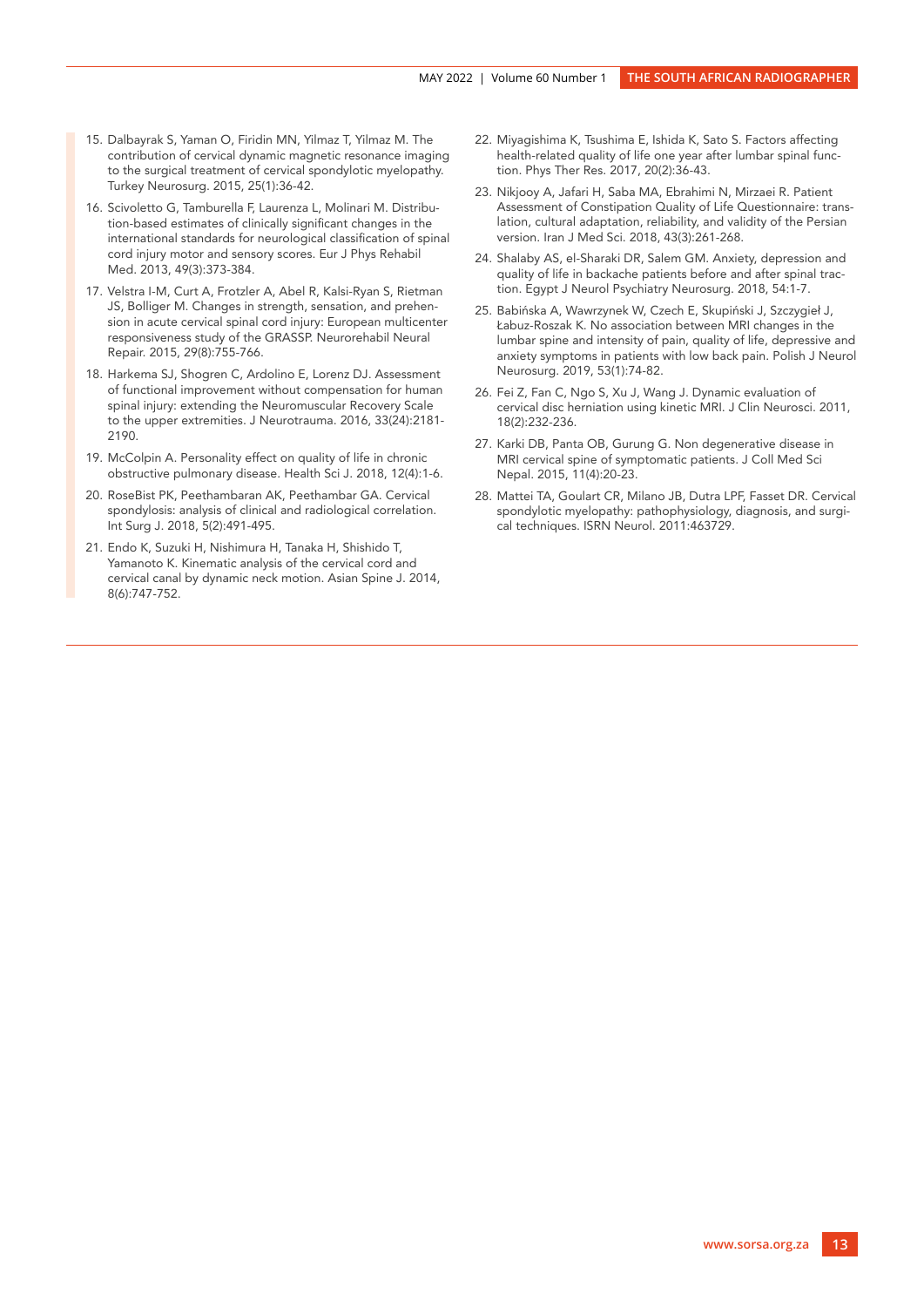15. Dalbayrak S, Yaman O, Firidin MN, Yilmaz T, Yilmaz M. The contribution of cervical dynamic magnetic resonance imaging to the surgical treatment of cervical spondylotic myelopathy. Turkey Neurosurg. 2015, 25(1):36-42.
16. Scivoletto G, Tamburella F, Laurenza L, Molinari M. Distribution-based estimates of clinically significant changes in the international standards for neurological classification of spinal cord injury motor and sensory scores. Eur J Phys Rehabil Med. 2013, 49(3):373-384.
17. Velstra I-M, Curt A, Frotzler A, Abel R, Kalsi-Ryan S, Rietman JS, Bolliger M. Changes in strength, sensation, and prehension in acute cervical spinal cord injury: European multicenter responsiveness study of the GRASSP. Neurorehabil Neural Repair. 2015, 29(8):755-766.
18. Harkema SJ, Shogren C, Ardolino E, Lorenz DJ. Assessment of functional improvement without compensation for human spinal injury: extending the Neuromuscular Recovery Scale to the upper extremities. J Neurotrauma. 2016, 33(24):2181-2190.
19. McColpin A. Personality effect on quality of life in chronic obstructive pulmonary disease. Health Sci J. 2018, 12(4):1-6.
20. RoseBist PK, Peethambaran AK, Peethambar GA. Cervical spondylosis: analysis of clinical and radiological correlation. Int Surg J. 2018, 5(2):491-495.
21. Endo K, Suzuki H, Nishimura H, Tanaka H, Shishido T, Yamanoto K. Kinematic analysis of the cervical cord and cervical canal by dynamic neck motion. Asian Spine J. 2014, 8(6):747-752.
22. Miyagishima K, Tsushima E, Ishida K, Sato S. Factors affecting health-related quality of life one year after lumbar spinal function. Phys Ther Res. 2017, 20(2):36-43.
23. Nikjooy A, Jafari H, Saba MA, Ebrahimi N, Mirzaei R. Patient Assessment of Constipation Quality of Life Questionnaire: translation, cultural adaptation, reliability, and validity of the Persian version. Iran J Med Sci. 2018, 43(3):261-268.
24. Shalaby AS, el-Sharaki DR, Salem GM. Anxiety, depression and quality of life in backache patients before and after spinal traction. Egypt J Neurol Psychiatry Neurosurg. 2018, 54:1-7.
25. Babińska A, Wawrzynek W, Czech E, Skupiński J, Szczygieł J, Łabuz-Roszak K. No association between MRI changes in the lumbar spine and intensity of pain, quality of life, depressive and anxiety symptoms in patients with low back pain. Polish J Neurol Neurosurg. 2019, 53(1):74-82.
26. Fei Z, Fan C, Ngo S, Xu J, Wang J. Dynamic evaluation of cervical disc herniation using kinetic MRI. J Clin Neurosci. 2011, 18(2):232-236.
27. Karki DB, Panta OB, Gurung G. Non degenerative disease in MRI cervical spine of symptomatic patients. J Coll Med Sci Nepal. 2015, 11(4):20-23.
28. Mattei TA, Goulart CR, Milano JB, Dutra LPF, Fasset DR. Cervical spondylotic myelopathy: pathophysiology, diagnosis, and surgical techniques. ISRN Neurol. 2011:463729.